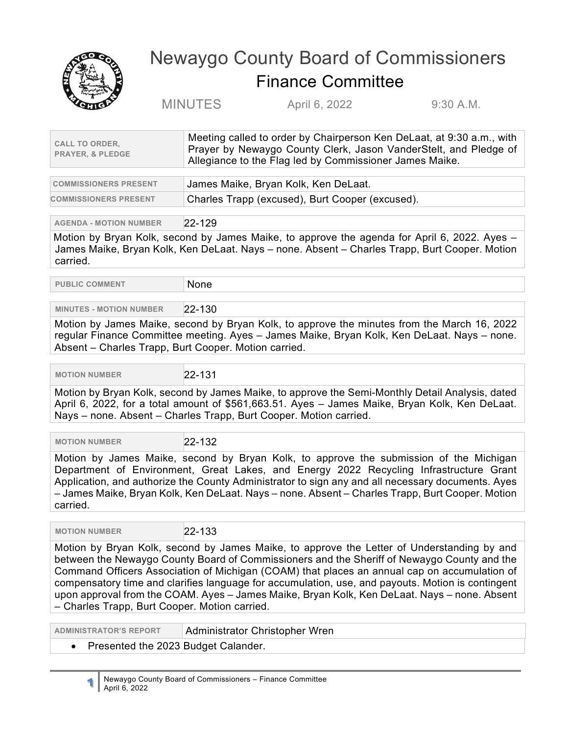# Newaygo County Board of Commissioners

## Finance Committee

MINUTES April 6, 2022 9:30 A.M.

| CALL TO ORDER, PRAYER, & PLEDGE | Meeting called to order by Chairperson Ken DeLaat, at 9:30 a.m., with Prayer by Newaygo County Clerk, Jason VanderStelt, and Pledge of Allegiance to the Flag led by Commissioner James Maike. |
|---|---|

| COMMISSIONERS PRESENT | James Maike, Bryan Kolk, Ken DeLaat. |
|---|---|
| COMMISSIONERS PRESENT | Charles Trapp (excused), Burt Cooper (excused). |

| AGENDA - MOTION NUMBER | 22-129 |
|---|---|

Motion by Bryan Kolk, second by James Maike, to approve the agenda for April 6, 2022. Ayes – James Maike, Bryan Kolk, Ken DeLaat. Nays – none. Absent – Charles Trapp, Burt Cooper. Motion carried.

| PUBLIC COMMENT | None |
|---|---|

| MINUTES - MOTION NUMBER | 22-130 |
|---|---|

Motion by James Maike, second by Bryan Kolk, to approve the minutes from the March 16, 2022 regular Finance Committee meeting. Ayes – James Maike, Bryan Kolk, Ken DeLaat. Nays – none. Absent – Charles Trapp, Burt Cooper. Motion carried.

| MOTION NUMBER | 22-131 |
|---|---|

Motion by Bryan Kolk, second by James Maike, to approve the Semi-Monthly Detail Analysis, dated April 6, 2022, for a total amount of $561,663.51. Ayes – James Maike, Bryan Kolk, Ken DeLaat. Nays – none. Absent – Charles Trapp, Burt Cooper. Motion carried.

| MOTION NUMBER | 22-132 |
|---|---|

Motion by James Maike, second by Bryan Kolk, to approve the submission of the Michigan Department of Environment, Great Lakes, and Energy 2022 Recycling Infrastructure Grant Application, and authorize the County Administrator to sign any and all necessary documents. Ayes – James Maike, Bryan Kolk, Ken DeLaat. Nays – none. Absent – Charles Trapp, Burt Cooper. Motion carried.

| MOTION NUMBER | 22-133 |
|---|---|

Motion by Bryan Kolk, second by James Maike, to approve the Letter of Understanding by and between the Newaygo County Board of Commissioners and the Sheriff of Newaygo County and the Command Officers Association of Michigan (COAM) that places an annual cap on accumulation of compensatory time and clarifies language for accumulation, use, and payouts. Motion is contingent upon approval from the COAM. Ayes – James Maike, Bryan Kolk, Ken DeLaat. Nays – none. Absent – Charles Trapp, Burt Cooper. Motion carried.

| ADMINISTRATOR'S REPORT | Administrator Christopher Wren |
|---|---|

- Presented the 2023 Budget Calander.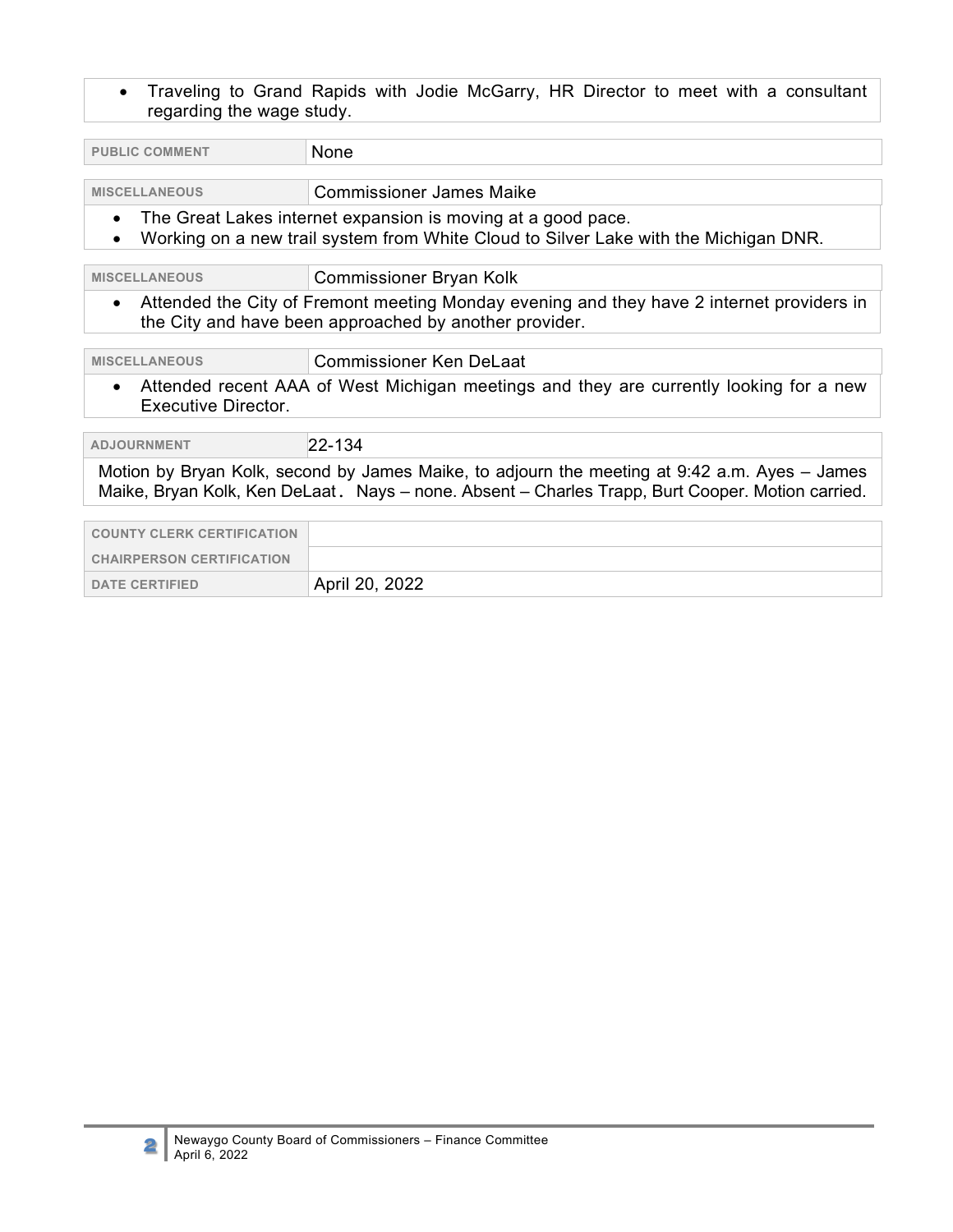- Traveling to Grand Rapids with Jodie McGarry, HR Director to meet with a consultant regarding the wage study.

| | |
|---|---|
| **PUBLIC COMMENT** | None |

| | |
|---|---|
| **MISCELLANEOUS** | Commissioner James Maike |

- The Great Lakes internet expansion is moving at a good pace.
- Working on a new trail system from White Cloud to Silver Lake with the Michigan DNR.

| | |
|---|---|
| **MISCELLANEOUS** | Commissioner Bryan Kolk |

- Attended the City of Fremont meeting Monday evening and they have 2 internet providers in the City and have been approached by another provider.

| | |
|---|---|
| **MISCELLANEOUS** | Commissioner Ken DeLaat |

- Attended recent AAA of West Michigan meetings and they are currently looking for a new Executive Director.

| | |
|---|---|
| **ADJOURNMENT** | 22-134 |

Motion by Bryan Kolk, second by James Maike, to adjourn the meeting at 9:42 a.m. Ayes – James Maike, Bryan Kolk, Ken DeLaat. Nays – none. Absent – Charles Trapp, Burt Cooper. Motion carried.

| | |
|---|---|
| **COUNTY CLERK CERTIFICATION** | |
| **CHAIRPERSON CERTIFICATION** | |
| **DATE CERTIFIED** | April 20, 2022 |